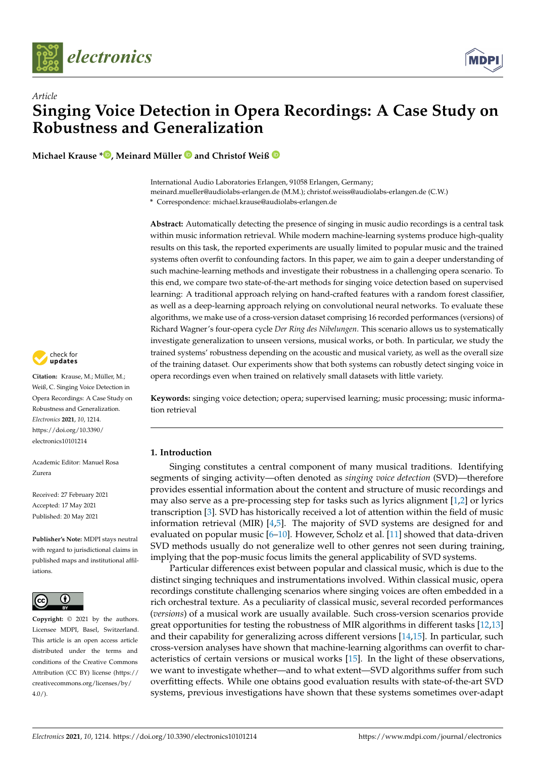*Article*

# Singing Voice Detection in Opera Recordings: A Case Study on Robustness and Generalization

**Michael Krause \*, Meinard Müller and Christof Weiß**

International Audio Laboratories Erlangen, 91058 Erlangen, Germany;
meinard.mueller@audiolabs-erlangen.de (M.M.); christof.weiss@audiolabs-erlangen.de (C.W.)
\* Correspondence: michael.krause@audiolabs-erlangen.de

**Abstract:** Automatically detecting the presence of singing in music audio recordings is a central task within music information retrieval. While modern machine-learning systems produce high-quality results on this task, the reported experiments are usually limited to popular music and the trained systems often overfit to confounding factors. In this paper, we aim to gain a deeper understanding of such machine-learning methods and investigate their robustness in a challenging opera scenario. To this end, we compare two state-of-the-art methods for singing voice detection based on supervised learning: A traditional approach relying on hand-crafted features with a random forest classifier, as well as a deep-learning approach relying on convolutional neural networks. To evaluate these algorithms, we make use of a cross-version dataset comprising 16 recorded performances (versions) of Richard Wagner's four-opera cycle *Der Ring des Nibelungen*. This scenario allows us to systematically investigate generalization to unseen versions, musical works, or both. In particular, we study the trained systems' robustness depending on the acoustic and musical variety, as well as the overall size of the training dataset. Our experiments show that both systems can robustly detect singing voice in opera recordings even when trained on relatively small datasets with little variety.

**Keywords:** singing voice detection; opera; supervised learning; music processing; music information retrieval

**Citation:** Krause, M.; Müller, M.; Weiß, C. Singing Voice Detection in Opera Recordings: A Case Study on Robustness and Generalization. *Electronics* **2021**, *10*, 1214. https://doi.org/10.3390/electronics10101214

Academic Editor: Manuel Rosa Zurera

Received: 27 February 2021
Accepted: 17 May 2021
Published: 20 May 2021

**Publisher's Note:** MDPI stays neutral with regard to jurisdictional claims in published maps and institutional affiliations.

**Copyright:** © 2021 by the authors. Licensee MDPI, Basel, Switzerland. This article is an open access article distributed under the terms and conditions of the Creative Commons Attribution (CC BY) license (https://creativecommons.org/licenses/by/4.0/).

## 1. Introduction

Singing constitutes a central component of many musical traditions. Identifying segments of singing activity—often denoted as *singing voice detection* (SVD)—therefore provides essential information about the content and structure of music recordings and may also serve as a pre-processing step for tasks such as lyrics alignment [1,2] or lyrics transcription [3]. SVD has historically received a lot of attention within the field of music information retrieval (MIR) [4,5]. The majority of SVD systems are designed for and evaluated on popular music [6–10]. However, Scholz et al. [11] showed that data-driven SVD methods usually do not generalize well to other genres not seen during training, implying that the pop-music focus limits the general applicability of SVD systems.

Particular differences exist between popular and classical music, which is due to the distinct singing techniques and instrumentations involved. Within classical music, opera recordings constitute challenging scenarios where singing voices are often embedded in a rich orchestral texture. As a peculiarity of classical music, several recorded performances (*versions*) of a musical work are usually available. Such cross-version scenarios provide great opportunities for testing the robustness of MIR algorithms in different tasks [12,13] and their capability for generalizing across different versions [14,15]. In particular, such cross-version analyses have shown that machine-learning algorithms can overfit to characteristics of certain versions or musical works [15]. In the light of these observations, we want to investigate whether—and to what extent—SVD algorithms suffer from such overfitting effects. While one obtains good evaluation results with state-of-the-art SVD systems, previous investigations have shown that these systems sometimes over-adapt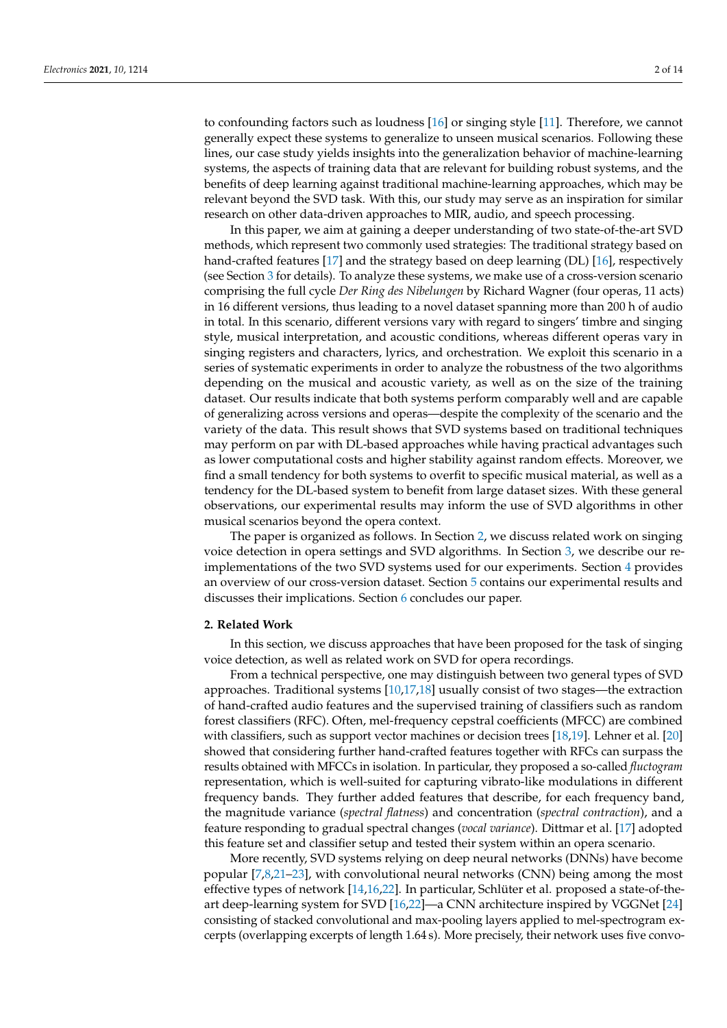to confounding factors such as loudness [16] or singing style [11]. Therefore, we cannot generally expect these systems to generalize to unseen musical scenarios. Following these lines, our case study yields insights into the generalization behavior of machine-learning systems, the aspects of training data that are relevant for building robust systems, and the benefits of deep learning against traditional machine-learning approaches, which may be relevant beyond the SVD task. With this, our study may serve as an inspiration for similar research on other data-driven approaches to MIR, audio, and speech processing.

In this paper, we aim at gaining a deeper understanding of two state-of-the-art SVD methods, which represent two commonly used strategies: The traditional strategy based on hand-crafted features [17] and the strategy based on deep learning (DL) [16], respectively (see Section 3 for details). To analyze these systems, we make use of a cross-version scenario comprising the full cycle *Der Ring des Nibelungen* by Richard Wagner (four operas, 11 acts) in 16 different versions, thus leading to a novel dataset spanning more than 200 h of audio in total. In this scenario, different versions vary with regard to singers' timbre and singing style, musical interpretation, and acoustic conditions, whereas different operas vary in singing registers and characters, lyrics, and orchestration. We exploit this scenario in a series of systematic experiments in order to analyze the robustness of the two algorithms depending on the musical and acoustic variety, as well as on the size of the training dataset. Our results indicate that both systems perform comparably well and are capable of generalizing across versions and operas—despite the complexity of the scenario and the variety of the data. This result shows that SVD systems based on traditional techniques may perform on par with DL-based approaches while having practical advantages such as lower computational costs and higher stability against random effects. Moreover, we find a small tendency for both systems to overfit to specific musical material, as well as a tendency for the DL-based system to benefit from large dataset sizes. With these general observations, our experimental results may inform the use of SVD algorithms in other musical scenarios beyond the opera context.

The paper is organized as follows. In Section 2, we discuss related work on singing voice detection in opera settings and SVD algorithms. In Section 3, we describe our re-implementations of the two SVD systems used for our experiments. Section 4 provides an overview of our cross-version dataset. Section 5 contains our experimental results and discusses their implications. Section 6 concludes our paper.

## 2. Related Work

In this section, we discuss approaches that have been proposed for the task of singing voice detection, as well as related work on SVD for opera recordings.

From a technical perspective, one may distinguish between two general types of SVD approaches. Traditional systems [10,17,18] usually consist of two stages—the extraction of hand-crafted audio features and the supervised training of classifiers such as random forest classifiers (RFC). Often, mel-frequency cepstral coefficients (MFCC) are combined with classifiers, such as support vector machines or decision trees [18,19]. Lehner et al. [20] showed that considering further hand-crafted features together with RFCs can surpass the results obtained with MFCCs in isolation. In particular, they proposed a so-called *fluctogram* representation, which is well-suited for capturing vibrato-like modulations in different frequency bands. They further added features that describe, for each frequency band, the magnitude variance (*spectral flatness*) and concentration (*spectral contraction*), and a feature responding to gradual spectral changes (*vocal variance*). Dittmar et al. [17] adopted this feature set and classifier setup and tested their system within an opera scenario.

More recently, SVD systems relying on deep neural networks (DNNs) have become popular [7,8,21–23], with convolutional neural networks (CNN) being among the most effective types of network [14,16,22]. In particular, Schlüter et al. proposed a state-of-the-art deep-learning system for SVD [16,22]—a CNN architecture inspired by VGGNet [24] consisting of stacked convolutional and max-pooling layers applied to mel-spectrogram excerpts (overlapping excerpts of length 1.64 s). More precisely, their network uses five convo-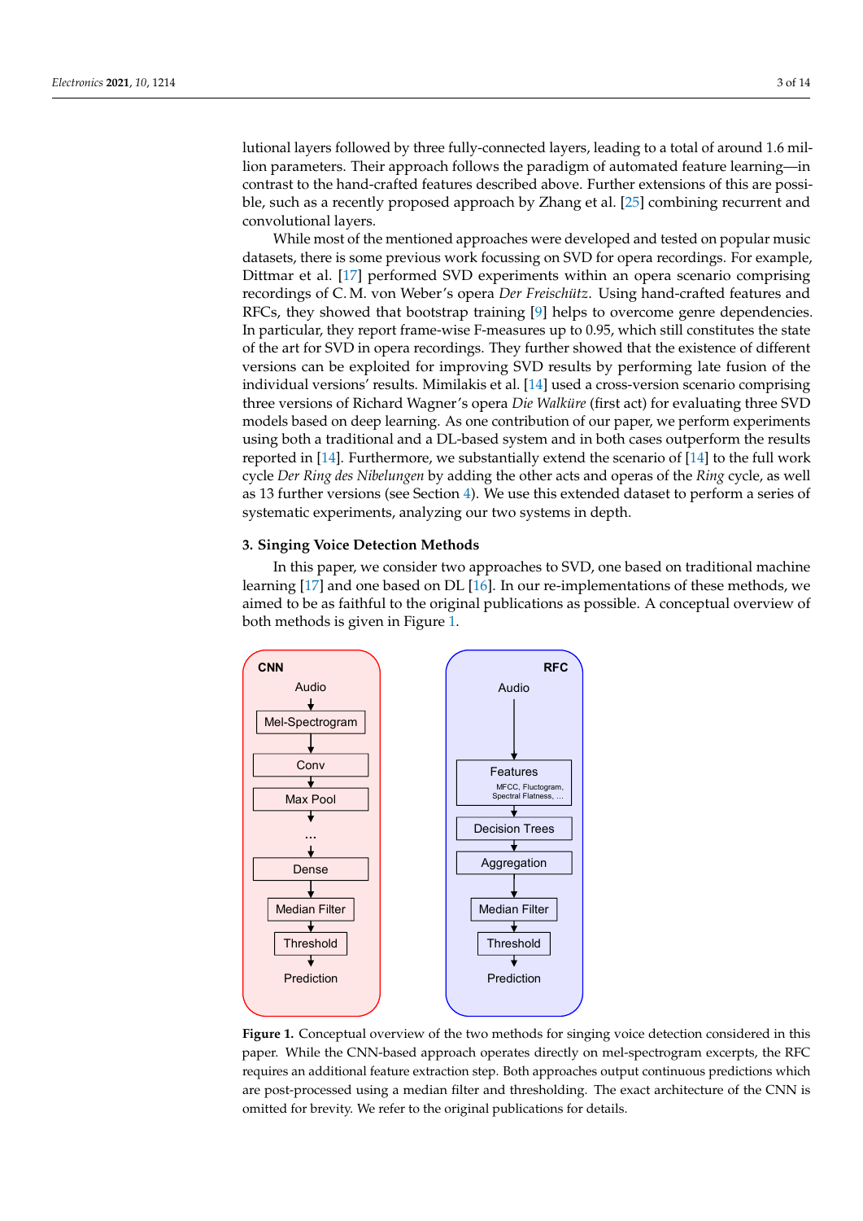lutional layers followed by three fully-connected layers, leading to a total of around 1.6 million parameters. Their approach follows the paradigm of automated feature learning—in contrast to the hand-crafted features described above. Further extensions of this are possible, such as a recently proposed approach by Zhang et al. [25] combining recurrent and convolutional layers.

While most of the mentioned approaches were developed and tested on popular music datasets, there is some previous work focussing on SVD for opera recordings. For example, Dittmar et al. [17] performed SVD experiments within an opera scenario comprising recordings of C. M. von Weber's opera *Der Freischütz*. Using hand-crafted features and RFCs, they showed that bootstrap training [9] helps to overcome genre dependencies. In particular, they report frame-wise F-measures up to 0.95, which still constitutes the state of the art for SVD in opera recordings. They further showed that the existence of different versions can be exploited for improving SVD results by performing late fusion of the individual versions' results. Mimilakis et al. [14] used a cross-version scenario comprising three versions of Richard Wagner's opera *Die Walküre* (first act) for evaluating three SVD models based on deep learning. As one contribution of our paper, we perform experiments using both a traditional and a DL-based system and in both cases outperform the results reported in [14]. Furthermore, we substantially extend the scenario of [14] to the full work cycle *Der Ring des Nibelungen* by adding the other acts and operas of the *Ring* cycle, as well as 13 further versions (see Section 4). We use this extended dataset to perform a series of systematic experiments, analyzing our two systems in depth.

## 3. Singing Voice Detection Methods

In this paper, we consider two approaches to SVD, one based on traditional machine learning [17] and one based on DL [16]. In our re-implementations of these methods, we aimed to be as faithful to the original publications as possible. A conceptual overview of both methods is given in Figure 1.

**Figure 1.** Conceptual overview of the two methods for singing voice detection considered in this paper. While the CNN-based approach operates directly on mel-spectrogram excerpts, the RFC requires an additional feature extraction step. Both approaches output continuous predictions which are post-processed using a median filter and thresholding. The exact architecture of the CNN is omitted for brevity. We refer to the original publications for details.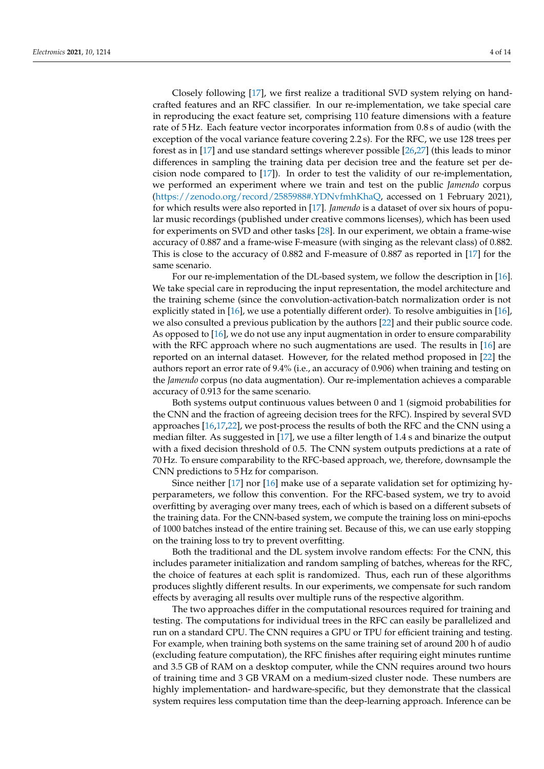Closely following [17], we first realize a traditional SVD system relying on hand-crafted features and an RFC classifier. In our re-implementation, we take special care in reproducing the exact feature set, comprising 110 feature dimensions with a feature rate of 5 Hz. Each feature vector incorporates information from 0.8 s of audio (with the exception of the vocal variance feature covering 2.2 s). For the RFC, we use 128 trees per forest as in [17] and use standard settings wherever possible [26,27] (this leads to minor differences in sampling the training data per decision tree and the feature set per decision node compared to [17]). In order to test the validity of our re-implementation, we performed an experiment where we train and test on the public *Jamendo* corpus (https://zenodo.org/record/2585988#.YDNvfmhKhaQ, accessed on 1 February 2021), for which results were also reported in [17]. *Jamendo* is a dataset of over six hours of popular music recordings (published under creative commons licenses), which has been used for experiments on SVD and other tasks [28]. In our experiment, we obtain a frame-wise accuracy of 0.887 and a frame-wise F-measure (with singing as the relevant class) of 0.882. This is close to the accuracy of 0.882 and F-measure of 0.887 as reported in [17] for the same scenario.

For our re-implementation of the DL-based system, we follow the description in [16]. We take special care in reproducing the input representation, the model architecture and the training scheme (since the convolution-activation-batch normalization order is not explicitly stated in [16], we use a potentially different order). To resolve ambiguities in [16], we also consulted a previous publication by the authors [22] and their public source code. As opposed to [16], we do not use any input augmentation in order to ensure comparability with the RFC approach where no such augmentations are used. The results in [16] are reported on an internal dataset. However, for the related method proposed in [22] the authors report an error rate of 9.4% (i.e., an accuracy of 0.906) when training and testing on the *Jamendo* corpus (no data augmentation). Our re-implementation achieves a comparable accuracy of 0.913 for the same scenario.

Both systems output continuous values between 0 and 1 (sigmoid probabilities for the CNN and the fraction of agreeing decision trees for the RFC). Inspired by several SVD approaches [16,17,22], we post-process the results of both the RFC and the CNN using a median filter. As suggested in [17], we use a filter length of 1.4 s and binarize the output with a fixed decision threshold of 0.5. The CNN system outputs predictions at a rate of 70 Hz. To ensure comparability to the RFC-based approach, we, therefore, downsample the CNN predictions to 5 Hz for comparison.

Since neither [17] nor [16] make use of a separate validation set for optimizing hyperparameters, we follow this convention. For the RFC-based system, we try to avoid overfitting by averaging over many trees, each of which is based on a different subsets of the training data. For the CNN-based system, we compute the training loss on mini-epochs of 1000 batches instead of the entire training set. Because of this, we can use early stopping on the training loss to try to prevent overfitting.

Both the traditional and the DL system involve random effects: For the CNN, this includes parameter initialization and random sampling of batches, whereas for the RFC, the choice of features at each split is randomized. Thus, each run of these algorithms produces slightly different results. In our experiments, we compensate for such random effects by averaging all results over multiple runs of the respective algorithm.

The two approaches differ in the computational resources required for training and testing. The computations for individual trees in the RFC can easily be parallelized and run on a standard CPU. The CNN requires a GPU or TPU for efficient training and testing. For example, when training both systems on the same training set of around 200 h of audio (excluding feature computation), the RFC finishes after requiring eight minutes runtime and 3.5 GB of RAM on a desktop computer, while the CNN requires around two hours of training time and 3 GB VRAM on a medium-sized cluster node. These numbers are highly implementation- and hardware-specific, but they demonstrate that the classical system requires less computation time than the deep-learning approach. Inference can be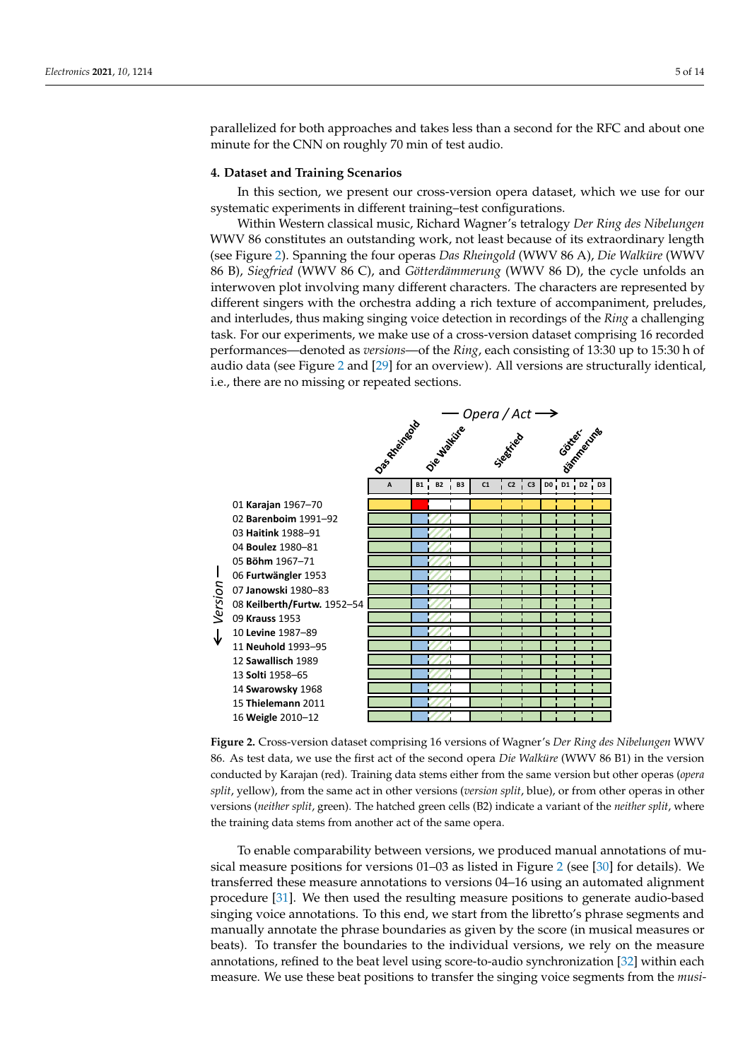parallelized for both approaches and takes less than a second for the RFC and about one minute for the CNN on roughly 70 min of test audio.

## 4. Dataset and Training Scenarios

In this section, we present our cross-version opera dataset, which we use for our systematic experiments in different training–test configurations.

Within Western classical music, Richard Wagner's tetralogy *Der Ring des Nibelungen* WWV 86 constitutes an outstanding work, not least because of its extraordinary length (see Figure 2). Spanning the four operas *Das Rheingold* (WWV 86 A), *Die Walküre* (WWV 86 B), *Siegfried* (WWV 86 C), and *Götterdämmerung* (WWV 86 D), the cycle unfolds an interwoven plot involving many different characters. The characters are represented by different singers with the orchestra adding a rich texture of accompaniment, preludes, and interludes, thus making singing voice detection in recordings of the *Ring* a challenging task. For our experiments, we make use of a cross-version dataset comprising 16 recorded performances—denoted as *versions*—of the *Ring*, each consisting of 13:30 up to 15:30 h of audio data (see Figure 2 and [29] for an overview). All versions are structurally identical, i.e., there are no missing or repeated sections.

**Figure 2.** Cross-version dataset comprising 16 versions of Wagner's *Der Ring des Nibelungen* WWV 86. As test data, we use the first act of the second opera *Die Walküre* (WWV 86 B1) in the version conducted by Karajan (red). Training data stems either from the same version but other operas (*opera split*, yellow), from the same act in other versions (*version split*, blue), or from other operas in other versions (*neither split*, green). The hatched green cells (B2) indicate a variant of the *neither split*, where the training data stems from another act of the same opera.

To enable comparability between versions, we produced manual annotations of musical measure positions for versions 01–03 as listed in Figure 2 (see [30] for details). We transferred these measure annotations to versions 04–16 using an automated alignment procedure [31]. We then used the resulting measure positions to generate audio-based singing voice annotations. To this end, we start from the libretto's phrase segments and manually annotate the phrase boundaries as given by the score (in musical measures or beats). To transfer the boundaries to the individual versions, we rely on the measure annotations, refined to the beat level using score-to-audio synchronization [32] within each measure. We use these beat positions to transfer the singing voice segments from the *musi-*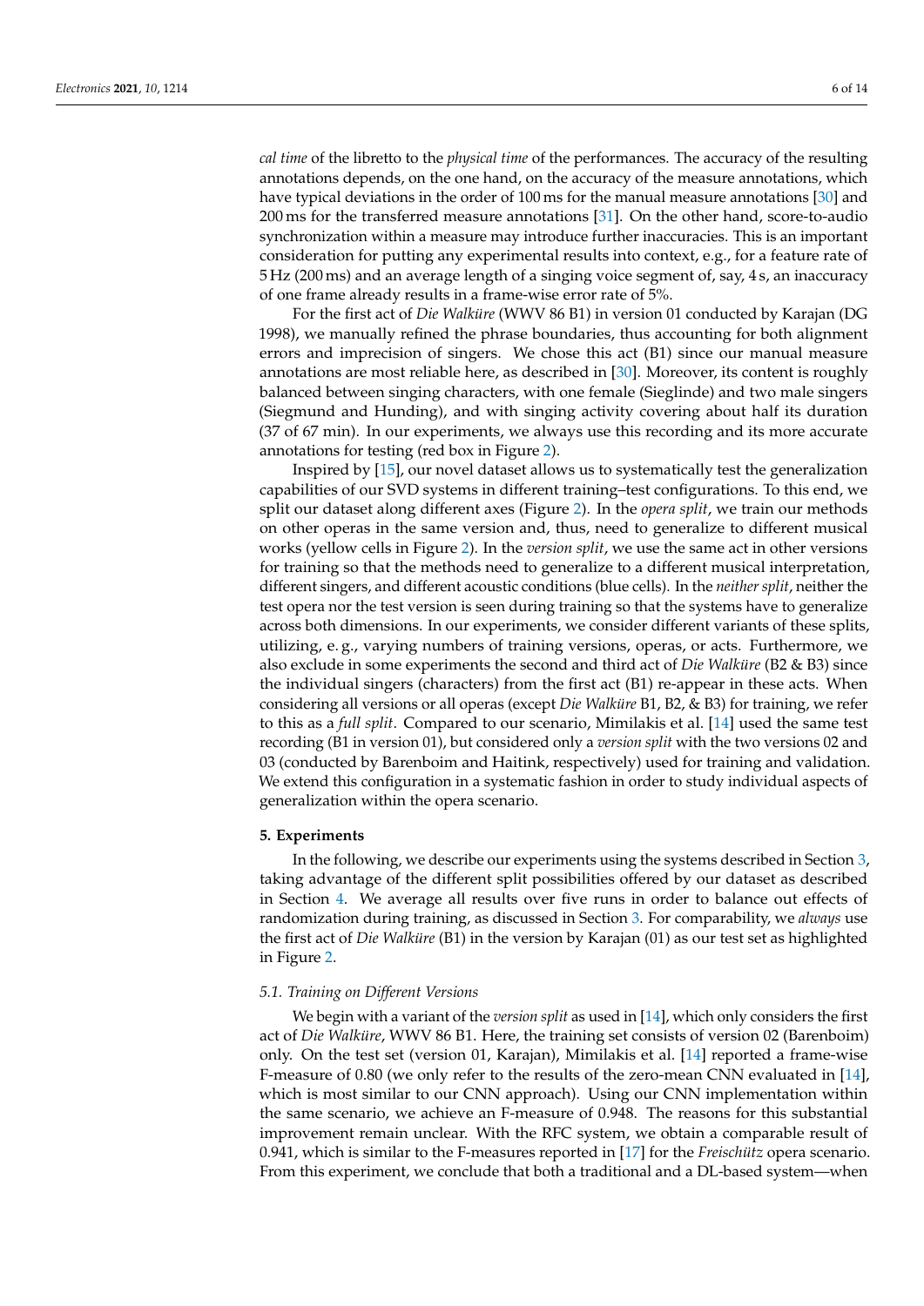*cal time* of the libretto to the *physical time* of the performances. The accuracy of the resulting annotations depends, on the one hand, on the accuracy of the measure annotations, which have typical deviations in the order of 100 ms for the manual measure annotations [30] and 200 ms for the transferred measure annotations [31]. On the other hand, score-to-audio synchronization within a measure may introduce further inaccuracies. This is an important consideration for putting any experimental results into context, e.g., for a feature rate of 5 Hz (200 ms) and an average length of a singing voice segment of, say, 4 s, an inaccuracy of one frame already results in a frame-wise error rate of 5%.

For the first act of *Die Walküre* (WWV 86 B1) in version 01 conducted by Karajan (DG 1998), we manually refined the phrase boundaries, thus accounting for both alignment errors and imprecision of singers. We chose this act (B1) since our manual measure annotations are most reliable here, as described in [30]. Moreover, its content is roughly balanced between singing characters, with one female (Sieglinde) and two male singers (Siegmund and Hunding), and with singing activity covering about half its duration (37 of 67 min). In our experiments, we always use this recording and its more accurate annotations for testing (red box in Figure 2).

Inspired by [15], our novel dataset allows us to systematically test the generalization capabilities of our SVD systems in different training–test configurations. To this end, we split our dataset along different axes (Figure 2). In the *opera split*, we train our methods on other operas in the same version and, thus, need to generalize to different musical works (yellow cells in Figure 2). In the *version split*, we use the same act in other versions for training so that the methods need to generalize to a different musical interpretation, different singers, and different acoustic conditions (blue cells). In the *neither split*, neither the test opera nor the test version is seen during training so that the systems have to generalize across both dimensions. In our experiments, we consider different variants of these splits, utilizing, e. g., varying numbers of training versions, operas, or acts. Furthermore, we also exclude in some experiments the second and third act of *Die Walküre* (B2 & B3) since the individual singers (characters) from the first act (B1) re-appear in these acts. When considering all versions or all operas (except *Die Walküre* B1, B2, & B3) for training, we refer to this as a *full split*. Compared to our scenario, Mimilakis et al. [14] used the same test recording (B1 in version 01), but considered only a *version split* with the two versions 02 and 03 (conducted by Barenboim and Haitink, respectively) used for training and validation. We extend this configuration in a systematic fashion in order to study individual aspects of generalization within the opera scenario.

## 5. Experiments

In the following, we describe our experiments using the systems described in Section 3, taking advantage of the different split possibilities offered by our dataset as described in Section 4. We average all results over five runs in order to balance out effects of randomization during training, as discussed in Section 3. For comparability, we *always* use the first act of *Die Walküre* (B1) in the version by Karajan (01) as our test set as highlighted in Figure 2.

### *5.1. Training on Different Versions*

We begin with a variant of the *version split* as used in [14], which only considers the first act of *Die Walküre*, WWV 86 B1. Here, the training set consists of version 02 (Barenboim) only. On the test set (version 01, Karajan), Mimilakis et al. [14] reported a frame-wise F-measure of 0.80 (we only refer to the results of the zero-mean CNN evaluated in [14], which is most similar to our CNN approach). Using our CNN implementation within the same scenario, we achieve an F-measure of 0.948. The reasons for this substantial improvement remain unclear. With the RFC system, we obtain a comparable result of 0.941, which is similar to the F-measures reported in [17] for the *Freischütz* opera scenario. From this experiment, we conclude that both a traditional and a DL-based system—when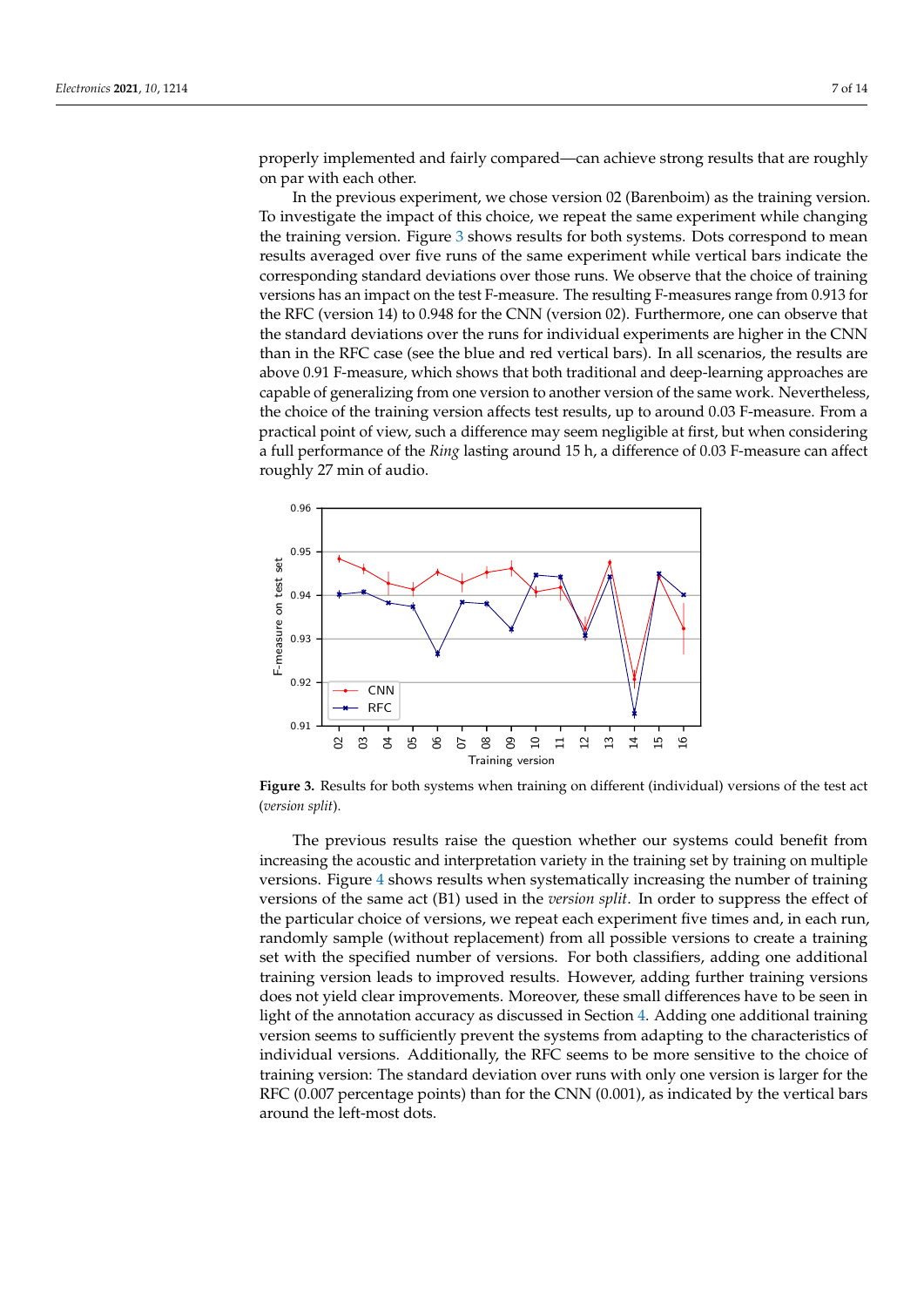properly implemented and fairly compared—can achieve strong results that are roughly on par with each other.

In the previous experiment, we chose version 02 (Barenboim) as the training version. To investigate the impact of this choice, we repeat the same experiment while changing the training version. Figure 3 shows results for both systems. Dots correspond to mean results averaged over five runs of the same experiment while vertical bars indicate the corresponding standard deviations over those runs. We observe that the choice of training versions has an impact on the test F-measure. The resulting F-measures range from 0.913 for the RFC (version 14) to 0.948 for the CNN (version 02). Furthermore, one can observe that the standard deviations over the runs for individual experiments are higher in the CNN than in the RFC case (see the blue and red vertical bars). In all scenarios, the results are above 0.91 F-measure, which shows that both traditional and deep-learning approaches are capable of generalizing from one version to another version of the same work. Nevertheless, the choice of the training version affects test results, up to around 0.03 F-measure. From a practical point of view, such a difference may seem negligible at first, but when considering a full performance of the *Ring* lasting around 15 h, a difference of 0.03 F-measure can affect roughly 27 min of audio.

**Figure 3.** Results for both systems when training on different (individual) versions of the test act (*version split*).

The previous results raise the question whether our systems could benefit from increasing the acoustic and interpretation variety in the training set by training on multiple versions. Figure 4 shows results when systematically increasing the number of training versions of the same act (B1) used in the *version split*. In order to suppress the effect of the particular choice of versions, we repeat each experiment five times and, in each run, randomly sample (without replacement) from all possible versions to create a training set with the specified number of versions. For both classifiers, adding one additional training version leads to improved results. However, adding further training versions does not yield clear improvements. Moreover, these small differences have to be seen in light of the annotation accuracy as discussed in Section 4. Adding one additional training version seems to sufficiently prevent the systems from adapting to the characteristics of individual versions. Additionally, the RFC seems to be more sensitive to the choice of training version: The standard deviation over runs with only one version is larger for the RFC (0.007 percentage points) than for the CNN (0.001), as indicated by the vertical bars around the left-most dots.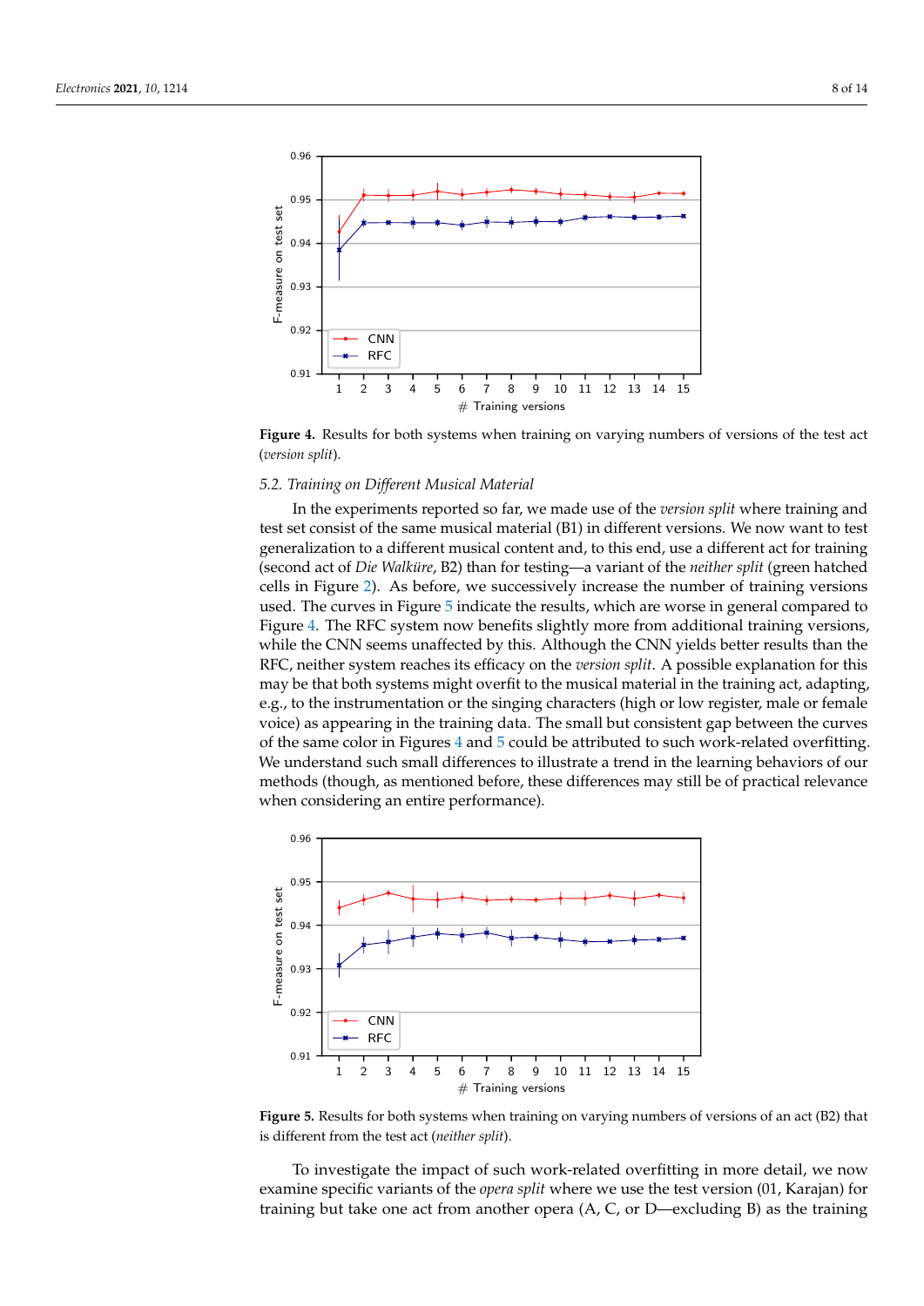**Figure 4.** Results for both systems when training on varying numbers of versions of the test act (*version split*).

### 5.2. Training on Different Musical Material

In the experiments reported so far, we made use of the *version split* where training and test set consist of the same musical material (B1) in different versions. We now want to test generalization to a different musical content and, to this end, use a different act for training (second act of *Die Walküre*, B2) than for testing—a variant of the *neither split* (green hatched cells in Figure 2). As before, we successively increase the number of training versions used. The curves in Figure 5 indicate the results, which are worse in general compared to Figure 4. The RFC system now benefits slightly more from additional training versions, while the CNN seems unaffected by this. Although the CNN yields better results than the RFC, neither system reaches its efficacy on the *version split*. A possible explanation for this may be that both systems might overfit to the musical material in the training act, adapting, e.g., to the instrumentation or the singing characters (high or low register, male or female voice) as appearing in the training data. The small but consistent gap between the curves of the same color in Figures 4 and 5 could be attributed to such work-related overfitting. We understand such small differences to illustrate a trend in the learning behaviors of our methods (though, as mentioned before, these differences may still be of practical relevance when considering an entire performance).

**Figure 5.** Results for both systems when training on varying numbers of versions of an act (B2) that is different from the test act (*neither split*).

To investigate the impact of such work-related overfitting in more detail, we now examine specific variants of the *opera split* where we use the test version (01, Karajan) for training but take one act from another opera (A, C, or D—excluding B) as the training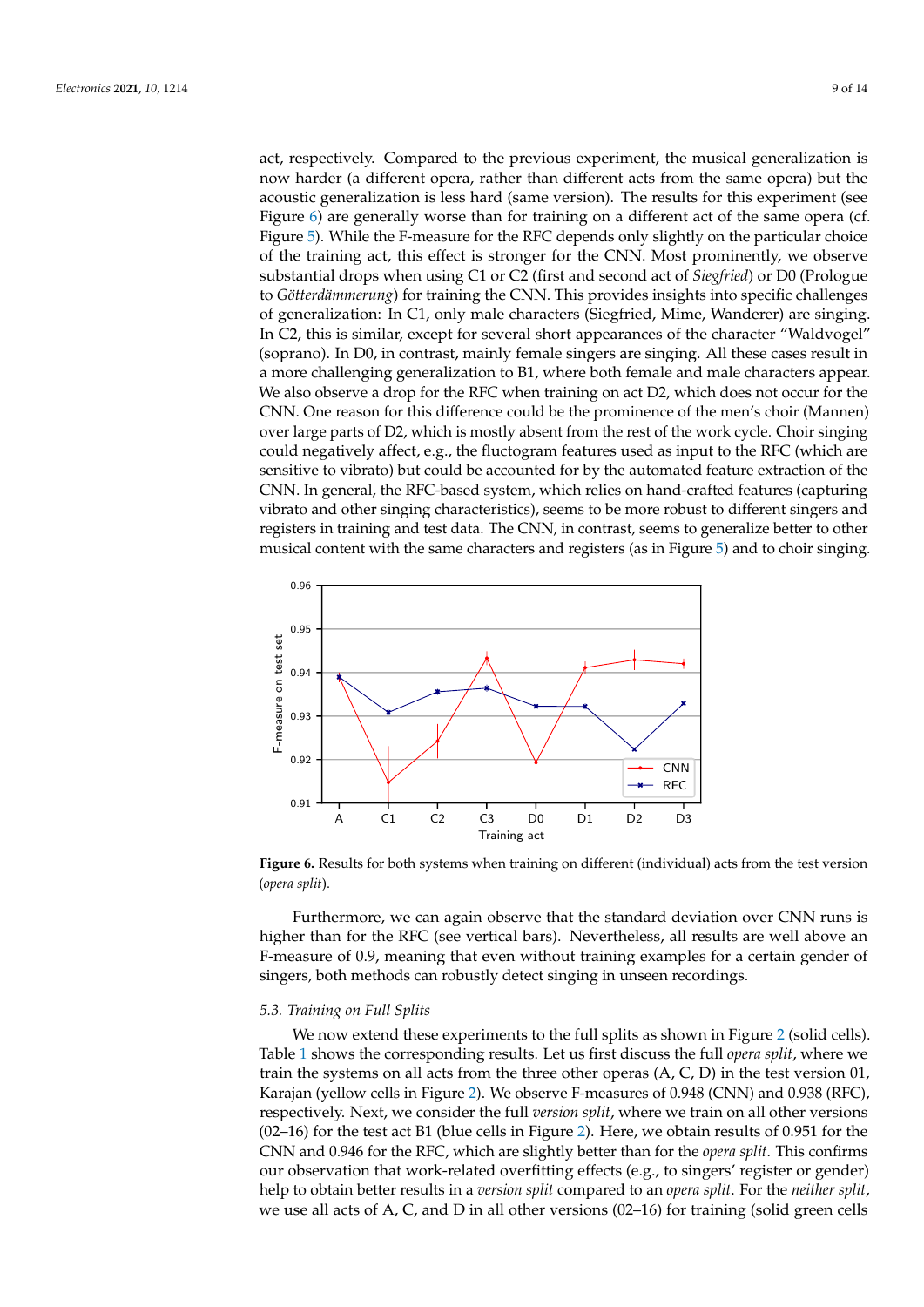act, respectively. Compared to the previous experiment, the musical generalization is now harder (a different opera, rather than different acts from the same opera) but the acoustic generalization is less hard (same version). The results for this experiment (see Figure 6) are generally worse than for training on a different act of the same opera (cf. Figure 5). While the F-measure for the RFC depends only slightly on the particular choice of the training act, this effect is stronger for the CNN. Most prominently, we observe substantial drops when using C1 or C2 (first and second act of *Siegfried*) or D0 (Prologue to *Götterdämmerung*) for training the CNN. This provides insights into specific challenges of generalization: In C1, only male characters (Siegfried, Mime, Wanderer) are singing. In C2, this is similar, except for several short appearances of the character "Waldvogel" (soprano). In D0, in contrast, mainly female singers are singing. All these cases result in a more challenging generalization to B1, where both female and male characters appear. We also observe a drop for the RFC when training on act D2, which does not occur for the CNN. One reason for this difference could be the prominence of the men's choir (Mannen) over large parts of D2, which is mostly absent from the rest of the work cycle. Choir singing could negatively affect, e.g., the fluctogram features used as input to the RFC (which are sensitive to vibrato) but could be accounted for by the automated feature extraction of the CNN. In general, the RFC-based system, which relies on hand-crafted features (capturing vibrato and other singing characteristics), seems to be more robust to different singers and registers in training and test data. The CNN, in contrast, seems to generalize better to other musical content with the same characters and registers (as in Figure 5) and to choir singing.

**Figure 6.** Results for both systems when training on different (individual) acts from the test version (*opera split*).

Furthermore, we can again observe that the standard deviation over CNN runs is higher than for the RFC (see vertical bars). Nevertheless, all results are well above an F-measure of 0.9, meaning that even without training examples for a certain gender of singers, both methods can robustly detect singing in unseen recordings.

### *5.3. Training on Full Splits*

We now extend these experiments to the full splits as shown in Figure 2 (solid cells). Table 1 shows the corresponding results. Let us first discuss the full *opera split*, where we train the systems on all acts from the three other operas (A, C, D) in the test version 01, Karajan (yellow cells in Figure 2). We observe F-measures of 0.948 (CNN) and 0.938 (RFC), respectively. Next, we consider the full *version split*, where we train on all other versions (02–16) for the test act B1 (blue cells in Figure 2). Here, we obtain results of 0.951 for the CNN and 0.946 for the RFC, which are slightly better than for the *opera split*. This confirms our observation that work-related overfitting effects (e.g., to singers' register or gender) help to obtain better results in a *version split* compared to an *opera split*. For the *neither split*, we use all acts of A, C, and D in all other versions (02–16) for training (solid green cells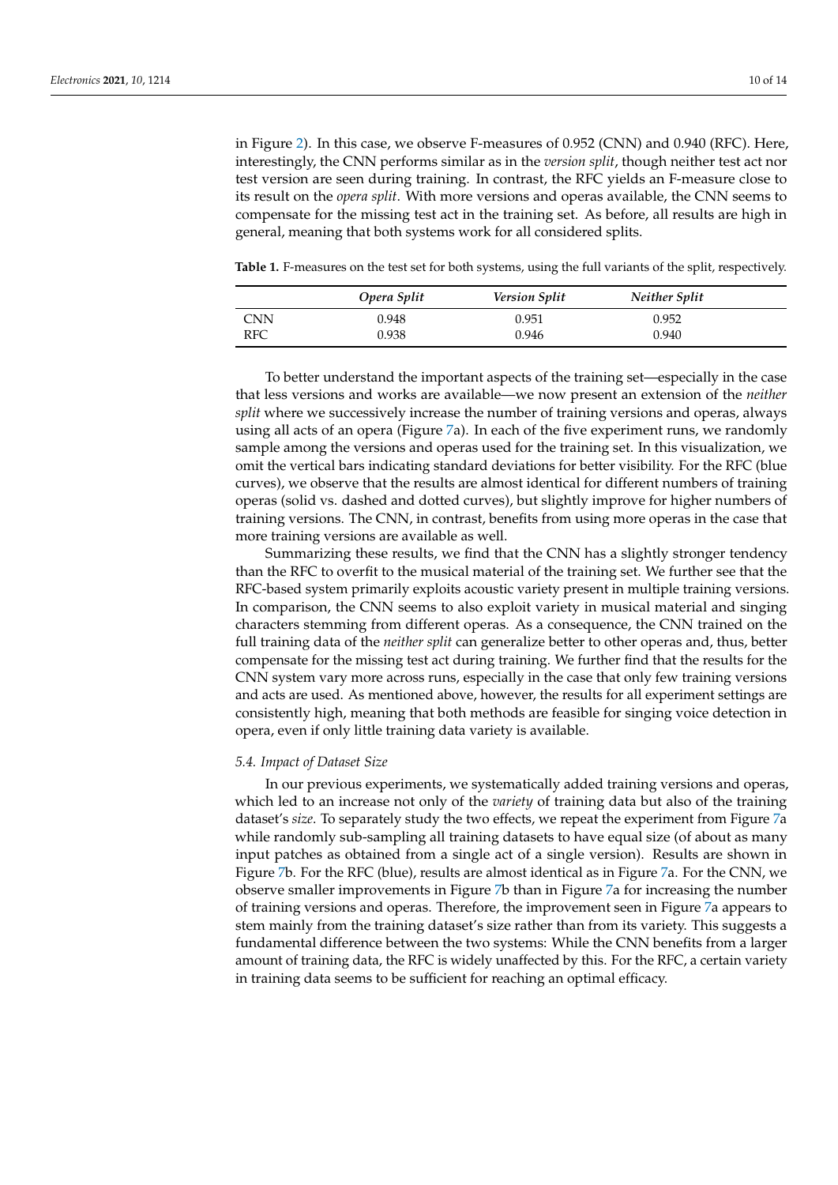in Figure 2). In this case, we observe F-measures of 0.952 (CNN) and 0.940 (RFC). Here, interestingly, the CNN performs similar as in the *version split*, though neither test act nor test version are seen during training. In contrast, the RFC yields an F-measure close to its result on the *opera split*. With more versions and operas available, the CNN seems to compensate for the missing test act in the training set. As before, all results are high in general, meaning that both systems work for all considered splits.

**Table 1.** F-measures on the test set for both systems, using the full variants of the split, respectively.

| | *Opera Split* | *Version Split* | *Neither Split* |
|---|---|---|---|
| CNN | 0.948 | 0.951 | 0.952 |
| RFC | 0.938 | 0.946 | 0.940 |

To better understand the important aspects of the training set—especially in the case that less versions and works are available—we now present an extension of the *neither split* where we successively increase the number of training versions and operas, always using all acts of an opera (Figure 7a). In each of the five experiment runs, we randomly sample among the versions and operas used for the training set. In this visualization, we omit the vertical bars indicating standard deviations for better visibility. For the RFC (blue curves), we observe that the results are almost identical for different numbers of training operas (solid vs. dashed and dotted curves), but slightly improve for higher numbers of training versions. The CNN, in contrast, benefits from using more operas in the case that more training versions are available as well.

Summarizing these results, we find that the CNN has a slightly stronger tendency than the RFC to overfit to the musical material of the training set. We further see that the RFC-based system primarily exploits acoustic variety present in multiple training versions. In comparison, the CNN seems to also exploit variety in musical material and singing characters stemming from different operas. As a consequence, the CNN trained on the full training data of the *neither split* can generalize better to other operas and, thus, better compensate for the missing test act during training. We further find that the results for the CNN system vary more across runs, especially in the case that only few training versions and acts are used. As mentioned above, however, the results for all experiment settings are consistently high, meaning that both methods are feasible for singing voice detection in opera, even if only little training data variety is available.

### *5.4. Impact of Dataset Size*

In our previous experiments, we systematically added training versions and operas, which led to an increase not only of the *variety* of training data but also of the training dataset's *size*. To separately study the two effects, we repeat the experiment from Figure 7a while randomly sub-sampling all training datasets to have equal size (of about as many input patches as obtained from a single act of a single version). Results are shown in Figure 7b. For the RFC (blue), results are almost identical as in Figure 7a. For the CNN, we observe smaller improvements in Figure 7b than in Figure 7a for increasing the number of training versions and operas. Therefore, the improvement seen in Figure 7a appears to stem mainly from the training dataset's size rather than from its variety. This suggests a fundamental difference between the two systems: While the CNN benefits from a larger amount of training data, the RFC is widely unaffected by this. For the RFC, a certain variety in training data seems to be sufficient for reaching an optimal efficacy.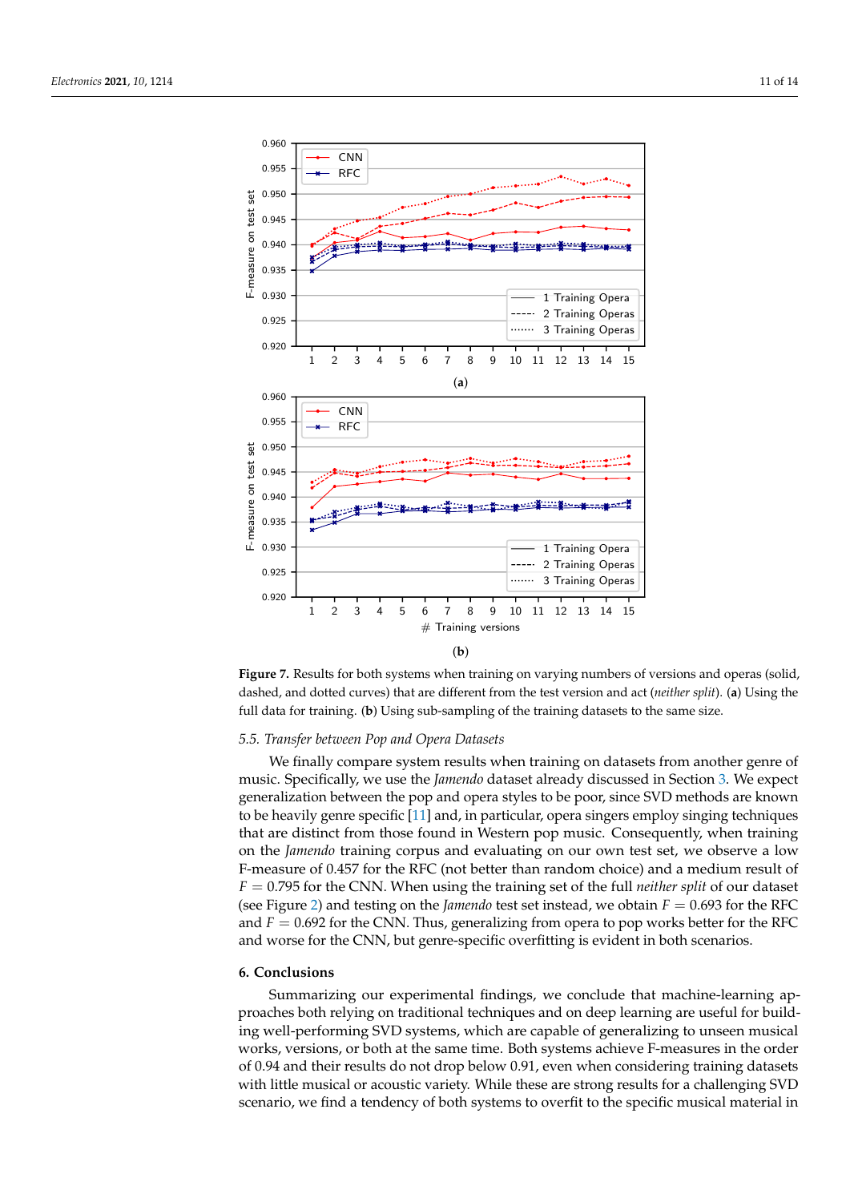**Figure 7.** Results for both systems when training on varying numbers of versions and operas (solid, dashed, and dotted curves) that are different from the test version and act (*neither split*). (**a**) Using the full data for training. (**b**) Using sub-sampling of the training datasets to the same size.

### 5.5. Transfer between Pop and Opera Datasets

We finally compare system results when training on datasets from another genre of music. Specifically, we use the *Jamendo* dataset already discussed in Section 3. We expect generalization between the pop and opera styles to be poor, since SVD methods are known to be heavily genre specific [11] and, in particular, opera singers employ singing techniques that are distinct from those found in Western pop music. Consequently, when training on the *Jamendo* training corpus and evaluating on our own test set, we observe a low F-measure of 0.457 for the RFC (not better than random choice) and a medium result of $F = 0.795$ for the CNN. When using the training set of the full *neither split* of our dataset (see Figure 2) and testing on the *Jamendo* test set instead, we obtain $F = 0.693$ for the RFC and $F = 0.692$ for the CNN. Thus, generalizing from opera to pop works better for the RFC and worse for the CNN, but genre-specific overfitting is evident in both scenarios.

## 6. Conclusions

Summarizing our experimental findings, we conclude that machine-learning approaches both relying on traditional techniques and on deep learning are useful for building well-performing SVD systems, which are capable of generalizing to unseen musical works, versions, or both at the same time. Both systems achieve F-measures in the order of 0.94 and their results do not drop below 0.91, even when considering training datasets with little musical or acoustic variety. While these are strong results for a challenging SVD scenario, we find a tendency of both systems to overfit to the specific musical material in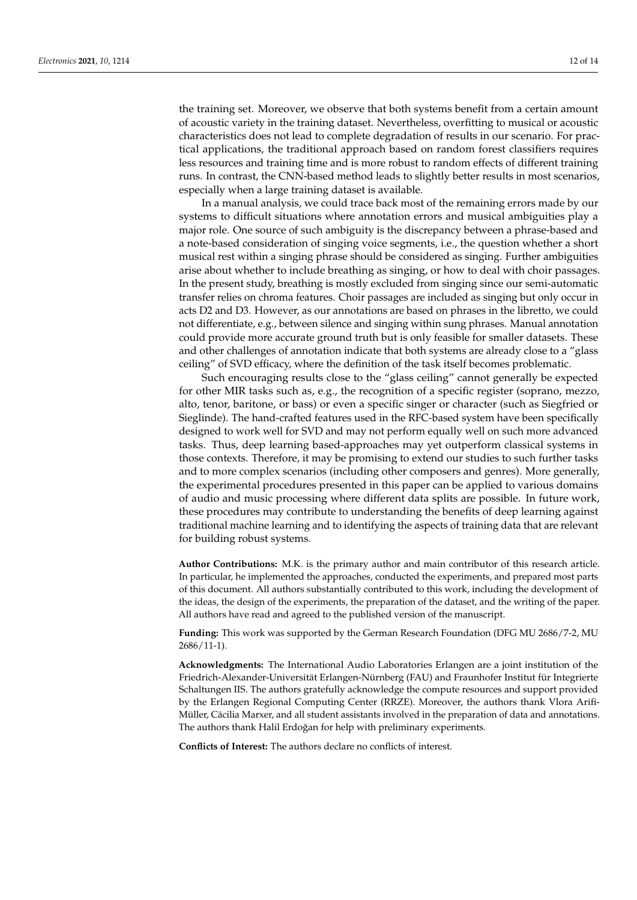the training set. Moreover, we observe that both systems benefit from a certain amount of acoustic variety in the training dataset. Nevertheless, overfitting to musical or acoustic characteristics does not lead to complete degradation of results in our scenario. For practical applications, the traditional approach based on random forest classifiers requires less resources and training time and is more robust to random effects of different training runs. In contrast, the CNN-based method leads to slightly better results in most scenarios, especially when a large training dataset is available.

In a manual analysis, we could trace back most of the remaining errors made by our systems to difficult situations where annotation errors and musical ambiguities play a major role. One source of such ambiguity is the discrepancy between a phrase-based and a note-based consideration of singing voice segments, i.e., the question whether a short musical rest within a singing phrase should be considered as singing. Further ambiguities arise about whether to include breathing as singing, or how to deal with choir passages. In the present study, breathing is mostly excluded from singing since our semi-automatic transfer relies on chroma features. Choir passages are included as singing but only occur in acts D2 and D3. However, as our annotations are based on phrases in the libretto, we could not differentiate, e.g., between silence and singing within sung phrases. Manual annotation could provide more accurate ground truth but is only feasible for smaller datasets. These and other challenges of annotation indicate that both systems are already close to a "glass ceiling" of SVD efficacy, where the definition of the task itself becomes problematic.

Such encouraging results close to the "glass ceiling" cannot generally be expected for other MIR tasks such as, e.g., the recognition of a specific register (soprano, mezzo, alto, tenor, baritone, or bass) or even a specific singer or character (such as Siegfried or Sieglinde). The hand-crafted features used in the RFC-based system have been specifically designed to work well for SVD and may not perform equally well on such more advanced tasks. Thus, deep learning based-approaches may yet outperform classical systems in those contexts. Therefore, it may be promising to extend our studies to such further tasks and to more complex scenarios (including other composers and genres). More generally, the experimental procedures presented in this paper can be applied to various domains of audio and music processing where different data splits are possible. In future work, these procedures may contribute to understanding the benefits of deep learning against traditional machine learning and to identifying the aspects of training data that are relevant for building robust systems.

**Author Contributions:** M.K. is the primary author and main contributor of this research article. In particular, he implemented the approaches, conducted the experiments, and prepared most parts of this document. All authors substantially contributed to this work, including the development of the ideas, the design of the experiments, the preparation of the dataset, and the writing of the paper. All authors have read and agreed to the published version of the manuscript.

**Funding:** This work was supported by the German Research Foundation (DFG MU 2686/7-2, MU 2686/11-1).

**Acknowledgments:** The International Audio Laboratories Erlangen are a joint institution of the Friedrich-Alexander-Universität Erlangen-Nürnberg (FAU) and Fraunhofer Institut für Integrierte Schaltungen IIS. The authors gratefully acknowledge the compute resources and support provided by the Erlangen Regional Computing Center (RRZE). Moreover, the authors thank Vlora Arifi-Müller, Cäcilia Marxer, and all student assistants involved in the preparation of data and annotations. The authors thank Halil Erdoğan for help with preliminary experiments.

**Conflicts of Interest:** The authors declare no conflicts of interest.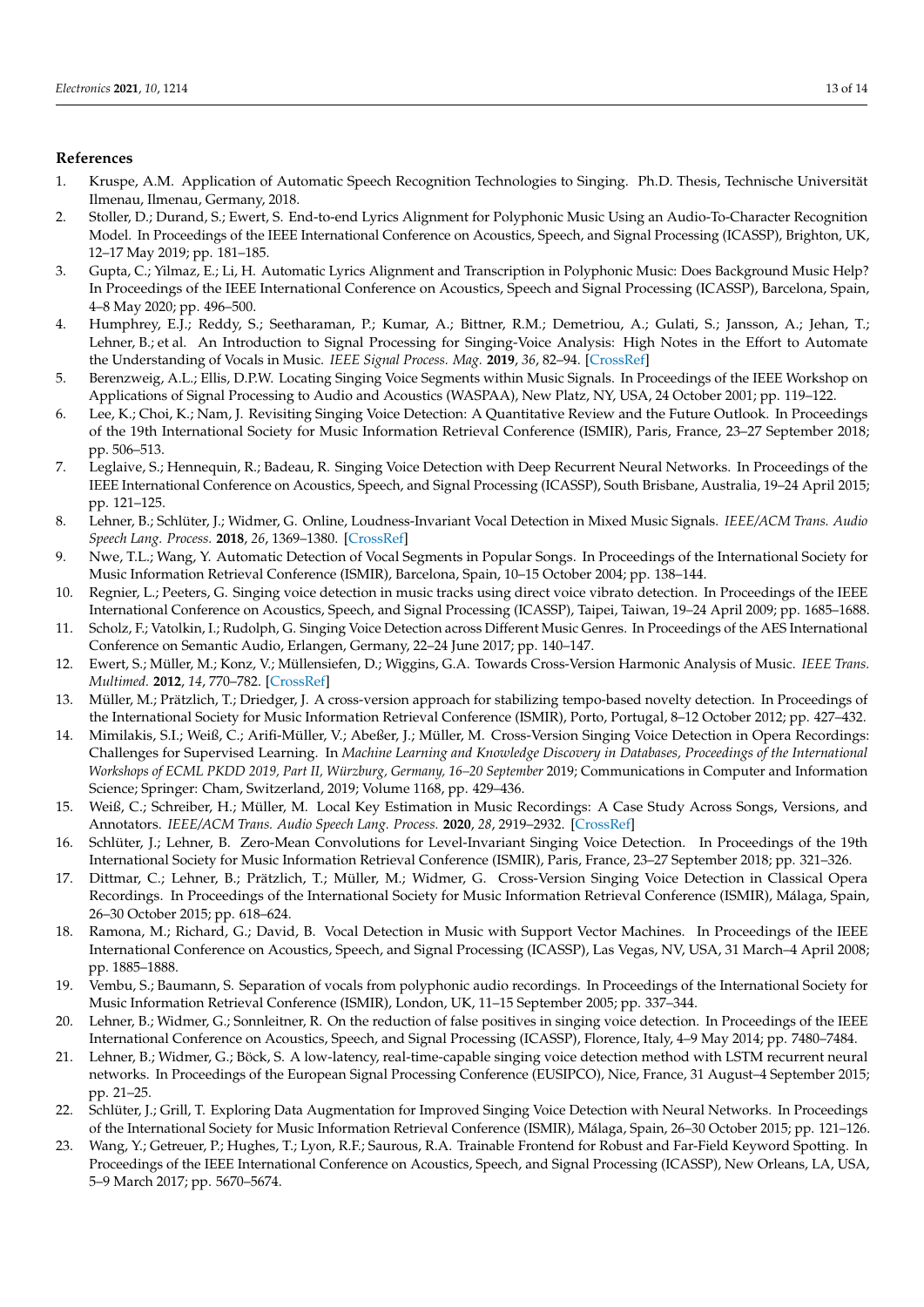## References

1. Kruspe, A.M. Application of Automatic Speech Recognition Technologies to Singing. Ph.D. Thesis, Technische Universität Ilmenau, Ilmenau, Germany, 2018.
2. Stoller, D.; Durand, S.; Ewert, S. End-to-end Lyrics Alignment for Polyphonic Music Using an Audio-To-Character Recognition Model. In Proceedings of the IEEE International Conference on Acoustics, Speech, and Signal Processing (ICASSP), Brighton, UK, 12–17 May 2019; pp. 181–185.
3. Gupta, C.; Yilmaz, E.; Li, H. Automatic Lyrics Alignment and Transcription in Polyphonic Music: Does Background Music Help? In Proceedings of the IEEE International Conference on Acoustics, Speech and Signal Processing (ICASSP), Barcelona, Spain, 4–8 May 2020; pp. 496–500.
4. Humphrey, E.J.; Reddy, S.; Seetharaman, P.; Kumar, A.; Bittner, R.M.; Demetriou, A.; Gulati, S.; Jansson, A.; Jehan, T.; Lehner, B.; et al. An Introduction to Signal Processing for Singing-Voice Analysis: High Notes in the Effort to Automate the Understanding of Vocals in Music. *IEEE Signal Process. Mag.* **2019**, *36*, 82–94. [CrossRef]
5. Berenzweig, A.L.; Ellis, D.P.W. Locating Singing Voice Segments within Music Signals. In Proceedings of the IEEE Workshop on Applications of Signal Processing to Audio and Acoustics (WASPAA), New Platz, NY, USA, 24 October 2001; pp. 119–122.
6. Lee, K.; Choi, K.; Nam, J. Revisiting Singing Voice Detection: A Quantitative Review and the Future Outlook. In Proceedings of the 19th International Society for Music Information Retrieval Conference (ISMIR), Paris, France, 23–27 September 2018; pp. 506–513.
7. Leglaive, S.; Hennequin, R.; Badeau, R. Singing Voice Detection with Deep Recurrent Neural Networks. In Proceedings of the IEEE International Conference on Acoustics, Speech, and Signal Processing (ICASSP), South Brisbane, Australia, 19–24 April 2015; pp. 121–125.
8. Lehner, B.; Schlüter, J.; Widmer, G. Online, Loudness-Invariant Vocal Detection in Mixed Music Signals. *IEEE/ACM Trans. Audio Speech Lang. Process.* **2018**, *26*, 1369–1380. [CrossRef]
9. Nwe, T.L.; Wang, Y. Automatic Detection of Vocal Segments in Popular Songs. In Proceedings of the International Society for Music Information Retrieval Conference (ISMIR), Barcelona, Spain, 10–15 October 2004; pp. 138–144.
10. Regnier, L.; Peeters, G. Singing voice detection in music tracks using direct voice vibrato detection. In Proceedings of the IEEE International Conference on Acoustics, Speech, and Signal Processing (ICASSP), Taipei, Taiwan, 19–24 April 2009; pp. 1685–1688.
11. Scholz, F.; Vatolkin, I.; Rudolph, G. Singing Voice Detection across Different Music Genres. In Proceedings of the AES International Conference on Semantic Audio, Erlangen, Germany, 22–24 June 2017; pp. 140–147.
12. Ewert, S.; Müller, M.; Konz, V.; Müllensiefen, D.; Wiggins, G.A. Towards Cross-Version Harmonic Analysis of Music. *IEEE Trans. Multimed.* **2012**, *14*, 770–782. [CrossRef]
13. Müller, M.; Prätzlich, T.; Driedger, J. A cross-version approach for stabilizing tempo-based novelty detection. In Proceedings of the International Society for Music Information Retrieval Conference (ISMIR), Porto, Portugal, 8–12 October 2012; pp. 427–432.
14. Mimilakis, S.I.; Weiß, C.; Arifi-Müller, V.; Abeßer, J.; Müller, M. Cross-Version Singing Voice Detection in Opera Recordings: Challenges for Supervised Learning. In *Machine Learning and Knowledge Discovery in Databases, Proceedings of the International Workshops of ECML PKDD 2019, Part II, Würzburg, Germany, 16–20 September* 2019; Communications in Computer and Information Science; Springer: Cham, Switzerland, 2019; Volume 1168, pp. 429–436.
15. Weiß, C.; Schreiber, H.; Müller, M. Local Key Estimation in Music Recordings: A Case Study Across Songs, Versions, and Annotators. *IEEE/ACM Trans. Audio Speech Lang. Process.* **2020**, *28*, 2919–2932. [CrossRef]
16. Schlüter, J.; Lehner, B. Zero-Mean Convolutions for Level-Invariant Singing Voice Detection. In Proceedings of the 19th International Society for Music Information Retrieval Conference (ISMIR), Paris, France, 23–27 September 2018; pp. 321–326.
17. Dittmar, C.; Lehner, B.; Prätzlich, T.; Müller, M.; Widmer, G. Cross-Version Singing Voice Detection in Classical Opera Recordings. In Proceedings of the International Society for Music Information Retrieval Conference (ISMIR), Málaga, Spain, 26–30 October 2015; pp. 618–624.
18. Ramona, M.; Richard, G.; David, B. Vocal Detection in Music with Support Vector Machines. In Proceedings of the IEEE International Conference on Acoustics, Speech, and Signal Processing (ICASSP), Las Vegas, NV, USA, 31 March–4 April 2008; pp. 1885–1888.
19. Vembu, S.; Baumann, S. Separation of vocals from polyphonic audio recordings. In Proceedings of the International Society for Music Information Retrieval Conference (ISMIR), London, UK, 11–15 September 2005; pp. 337–344.
20. Lehner, B.; Widmer, G.; Sonnleitner, R. On the reduction of false positives in singing voice detection. In Proceedings of the IEEE International Conference on Acoustics, Speech, and Signal Processing (ICASSP), Florence, Italy, 4–9 May 2014; pp. 7480–7484.
21. Lehner, B.; Widmer, G.; Böck, S. A low-latency, real-time-capable singing voice detection method with LSTM recurrent neural networks. In Proceedings of the European Signal Processing Conference (EUSIPCO), Nice, France, 31 August–4 September 2015; pp. 21–25.
22. Schlüter, J.; Grill, T. Exploring Data Augmentation for Improved Singing Voice Detection with Neural Networks. In Proceedings of the International Society for Music Information Retrieval Conference (ISMIR), Málaga, Spain, 26–30 October 2015; pp. 121–126.
23. Wang, Y.; Getreuer, P.; Hughes, T.; Lyon, R.F.; Saurous, R.A. Trainable Frontend for Robust and Far-Field Keyword Spotting. In Proceedings of the IEEE International Conference on Acoustics, Speech, and Signal Processing (ICASSP), New Orleans, LA, USA, 5–9 March 2017; pp. 5670–5674.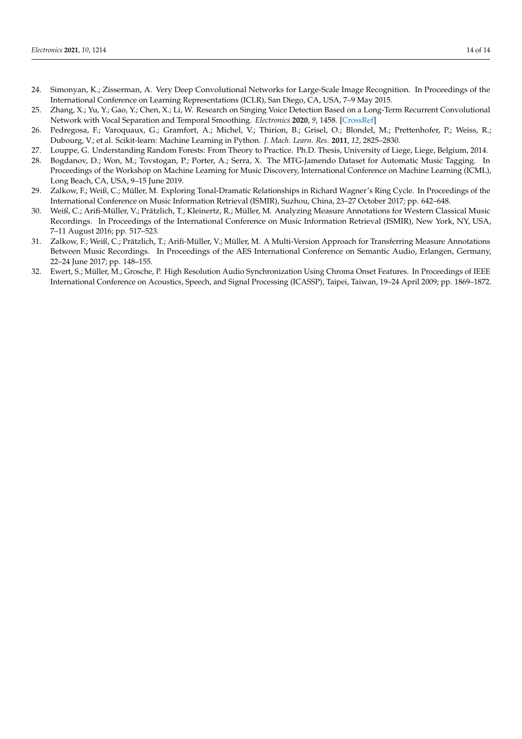24. Simonyan, K.; Zisserman, A. Very Deep Convolutional Networks for Large-Scale Image Recognition. In Proceedings of the International Conference on Learning Representations (ICLR), San Diego, CA, USA, 7–9 May 2015.
25. Zhang, X.; Yu, Y.; Gao, Y.; Chen, X.; Li, W. Research on Singing Voice Detection Based on a Long-Term Recurrent Convolutional Network with Vocal Separation and Temporal Smoothing. *Electronics* **2020**, *9*, 1458. [CrossRef]
26. Pedregosa, F.; Varoquaux, G.; Gramfort, A.; Michel, V.; Thirion, B.; Grisel, O.; Blondel, M.; Prettenhofer, P.; Weiss, R.; Dubourg, V.; et al. Scikit-learn: Machine Learning in Python. *J. Mach. Learn. Res.* **2011**, *12*, 2825–2830.
27. Louppe, G. Understanding Random Forests: From Theory to Practice. Ph.D. Thesis, University of Liege, Liege, Belgium, 2014.
28. Bogdanov, D.; Won, M.; Tovstogan, P.; Porter, A.; Serra, X. The MTG-Jamendo Dataset for Automatic Music Tagging. In Proceedings of the Workshop on Machine Learning for Music Discovery, International Conference on Machine Learning (ICML), Long Beach, CA, USA, 9–15 June 2019.
29. Zalkow, F.; Weiß, C.; Müller, M. Exploring Tonal-Dramatic Relationships in Richard Wagner's Ring Cycle. In Proceedings of the International Conference on Music Information Retrieval (ISMIR), Suzhou, China, 23–27 October 2017; pp. 642–648.
30. Weiß, C.; Arifi-Müller, V.; Prätzlich, T.; Kleinertz, R.; Müller, M. Analyzing Measure Annotations for Western Classical Music Recordings. In Proceedings of the International Conference on Music Information Retrieval (ISMIR), New York, NY, USA, 7–11 August 2016; pp. 517–523.
31. Zalkow, F.; Weiß, C.; Prätzlich, T.; Arifi-Müller, V.; Müller, M. A Multi-Version Approach for Transferring Measure Annotations Between Music Recordings. In Proceedings of the AES International Conference on Semantic Audio, Erlangen, Germany, 22–24 June 2017; pp. 148–155.
32. Ewert, S.; Müller, M.; Grosche, P. High Resolution Audio Synchronization Using Chroma Onset Features. In Proceedings of IEEE International Conference on Acoustics, Speech, and Signal Processing (ICASSP), Taipei, Taiwan, 19–24 April 2009; pp. 1869–1872.